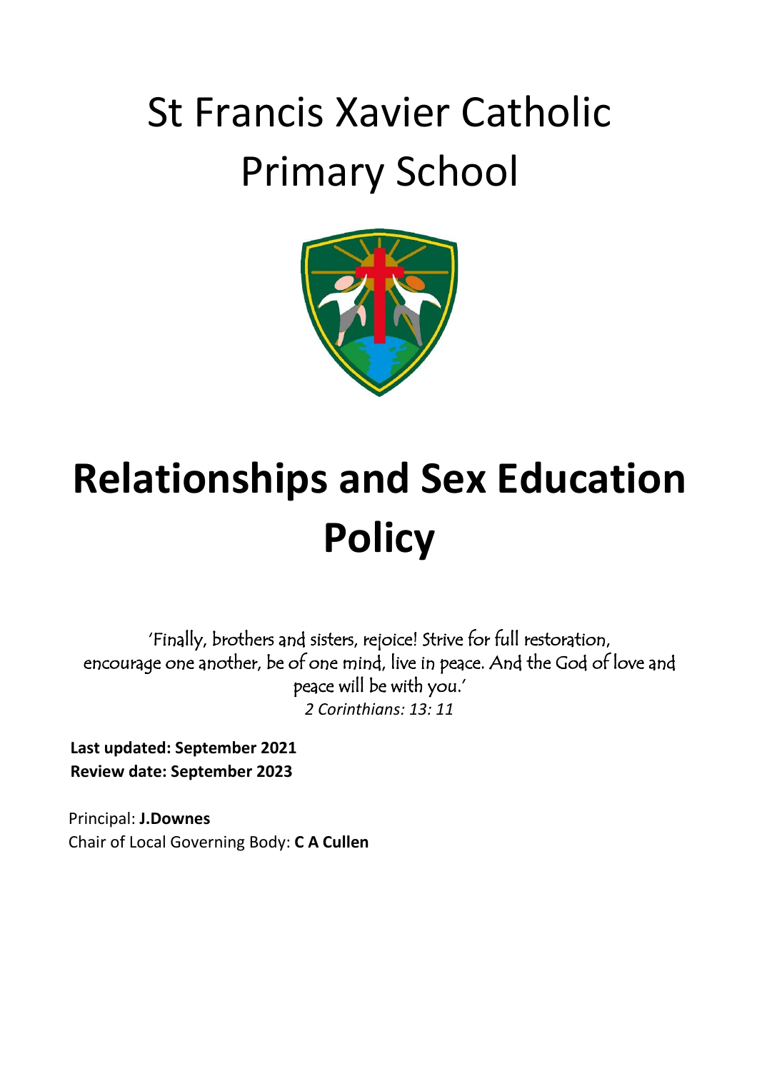# St Francis Xavier Catholic Primary School

# Relationships and Sex Education Policy

'Finally, brothers and sisters, rejoice! Strive for full restoration, encourage one another, be of one mind, live in peace. And the God of love and peace will be with you.'
*2 Corinthians: 13: 11*

**Last updated: September 2021**
**Review date: September 2023**

Principal: **J.Downes**
Chair of Local Governing Body: **C A Cullen**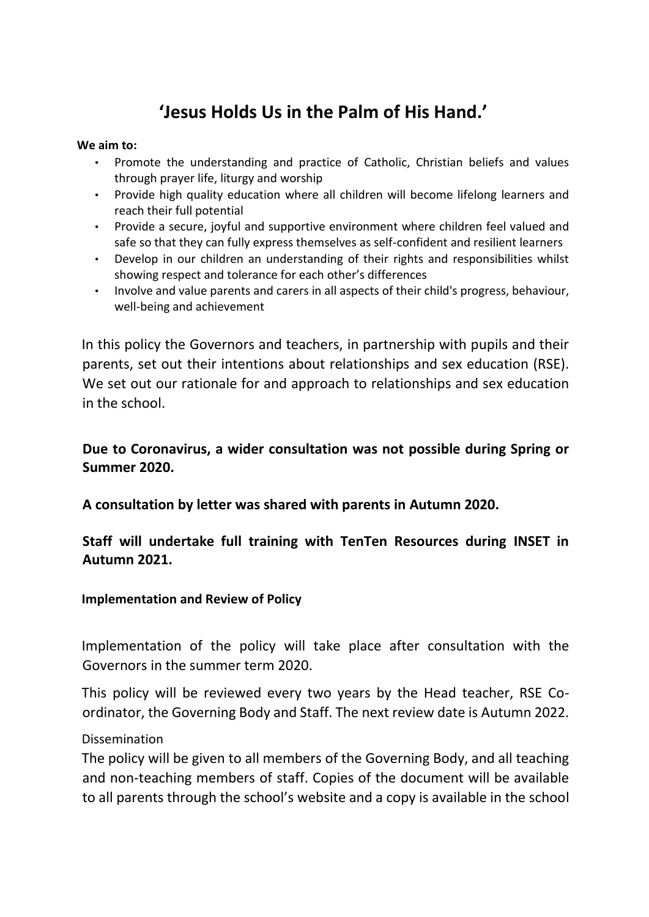# 'Jesus Holds Us in the Palm of His Hand.'

**We aim to:**

- Promote the understanding and practice of Catholic, Christian beliefs and values through prayer life, liturgy and worship
- Provide high quality education where all children will become lifelong learners and reach their full potential
- Provide a secure, joyful and supportive environment where children feel valued and safe so that they can fully express themselves as self-confident and resilient learners
- Develop in our children an understanding of their rights and responsibilities whilst showing respect and tolerance for each other's differences
- Involve and value parents and carers in all aspects of their child's progress, behaviour, well-being and achievement

In this policy the Governors and teachers, in partnership with pupils and their parents, set out their intentions about relationships and sex education (RSE). We set out our rationale for and approach to relationships and sex education in the school.

**Due to Coronavirus, a wider consultation was not possible during Spring or Summer 2020.**

**A consultation by letter was shared with parents in Autumn 2020.**

**Staff will undertake full training with TenTen Resources during INSET in Autumn 2021.**

**Implementation and Review of Policy**

Implementation of the policy will take place after consultation with the Governors in the summer term 2020.

This policy will be reviewed every two years by the Head teacher, RSE Co-ordinator, the Governing Body and Staff. The next review date is Autumn 2022.

Dissemination

The policy will be given to all members of the Governing Body, and all teaching and non-teaching members of staff. Copies of the document will be available to all parents through the school's website and a copy is available in the school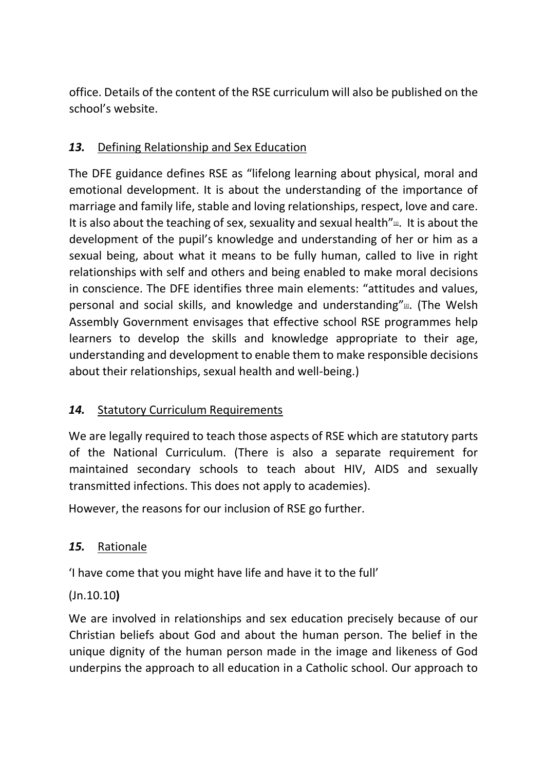office. Details of the content of the RSE curriculum will also be published on the school's website.

## *13.* Defining Relationship and Sex Education

The DFE guidance defines RSE as "lifelong learning about physical, moral and emotional development. It is about the understanding of the importance of marriage and family life, stable and loving relationships, respect, love and care. It is also about the teaching of sex, sexuality and sexual health"[1]. It is about the development of the pupil's knowledge and understanding of her or him as a sexual being, about what it means to be fully human, called to live in right relationships with self and others and being enabled to make moral decisions in conscience. The DFE identifies three main elements: "attitudes and values, personal and social skills, and knowledge and understanding"[2]. (The Welsh Assembly Government envisages that effective school RSE programmes help learners to develop the skills and knowledge appropriate to their age, understanding and development to enable them to make responsible decisions about their relationships, sexual health and well-being.)

## *14.* Statutory Curriculum Requirements

We are legally required to teach those aspects of RSE which are statutory parts of the National Curriculum. (There is also a separate requirement for maintained secondary schools to teach about HIV, AIDS and sexually transmitted infections. This does not apply to academies).

However, the reasons for our inclusion of RSE go further.

## *15.* Rationale

'I have come that you might have life and have it to the full'

(Jn.10.10**)**

We are involved in relationships and sex education precisely because of our Christian beliefs about God and about the human person. The belief in the unique dignity of the human person made in the image and likeness of God underpins the approach to all education in a Catholic school. Our approach to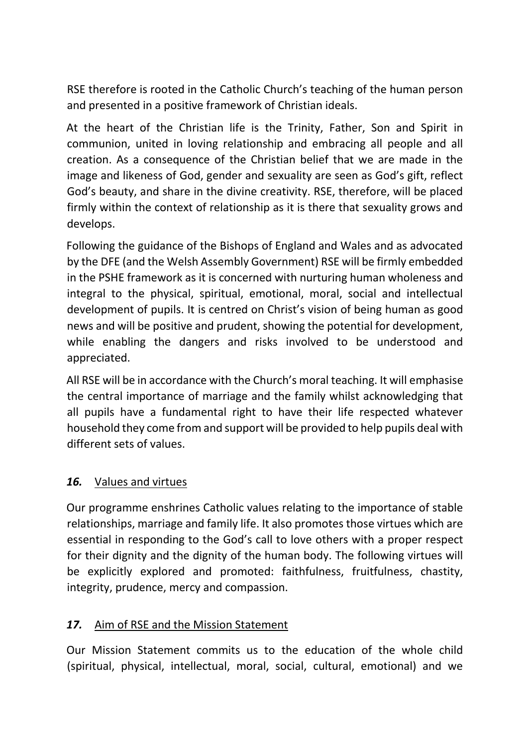RSE therefore is rooted in the Catholic Church's teaching of the human person and presented in a positive framework of Christian ideals.

At the heart of the Christian life is the Trinity, Father, Son and Spirit in communion, united in loving relationship and embracing all people and all creation. As a consequence of the Christian belief that we are made in the image and likeness of God, gender and sexuality are seen as God's gift, reflect God's beauty, and share in the divine creativity. RSE, therefore, will be placed firmly within the context of relationship as it is there that sexuality grows and develops.

Following the guidance of the Bishops of England and Wales and as advocated by the DFE (and the Welsh Assembly Government) RSE will be firmly embedded in the PSHE framework as it is concerned with nurturing human wholeness and integral to the physical, spiritual, emotional, moral, social and intellectual development of pupils. It is centred on Christ's vision of being human as good news and will be positive and prudent, showing the potential for development, while enabling the dangers and risks involved to be understood and appreciated.

All RSE will be in accordance with the Church's moral teaching. It will emphasise the central importance of marriage and the family whilst acknowledging that all pupils have a fundamental right to have their life respected whatever household they come from and support will be provided to help pupils deal with different sets of values.

## ***16.*** Values and virtues

Our programme enshrines Catholic values relating to the importance of stable relationships, marriage and family life. It also promotes those virtues which are essential in responding to the God's call to love others with a proper respect for their dignity and the dignity of the human body. The following virtues will be explicitly explored and promoted: faithfulness, fruitfulness, chastity, integrity, prudence, mercy and compassion.

## ***17.*** Aim of RSE and the Mission Statement

Our Mission Statement commits us to the education of the whole child (spiritual, physical, intellectual, moral, social, cultural, emotional) and we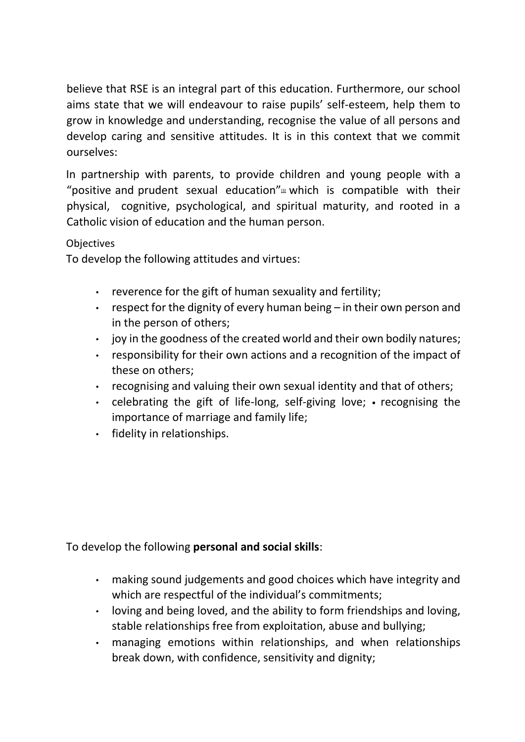believe that RSE is an integral part of this education. Furthermore, our school aims state that we will endeavour to raise pupils' self-esteem, help them to grow in knowledge and understanding, recognise the value of all persons and develop caring and sensitive attitudes. It is in this context that we commit ourselves:

In partnership with parents, to provide children and young people with a "positive and prudent sexual education"[3] which is compatible with their physical, cognitive, psychological, and spiritual maturity, and rooted in a Catholic vision of education and the human person.

Objectives

To develop the following attitudes and virtues:

- reverence for the gift of human sexuality and fertility;
- respect for the dignity of every human being – in their own person and in the person of others;
- joy in the goodness of the created world and their own bodily natures;
- responsibility for their own actions and a recognition of the impact of these on others;
- recognising and valuing their own sexual identity and that of others;
- celebrating the gift of life-long, self-giving love; • recognising the importance of marriage and family life;
- fidelity in relationships.

To develop the following **personal and social skills**:

- making sound judgements and good choices which have integrity and which are respectful of the individual's commitments;
- loving and being loved, and the ability to form friendships and loving, stable relationships free from exploitation, abuse and bullying;
- managing emotions within relationships, and when relationships break down, with confidence, sensitivity and dignity;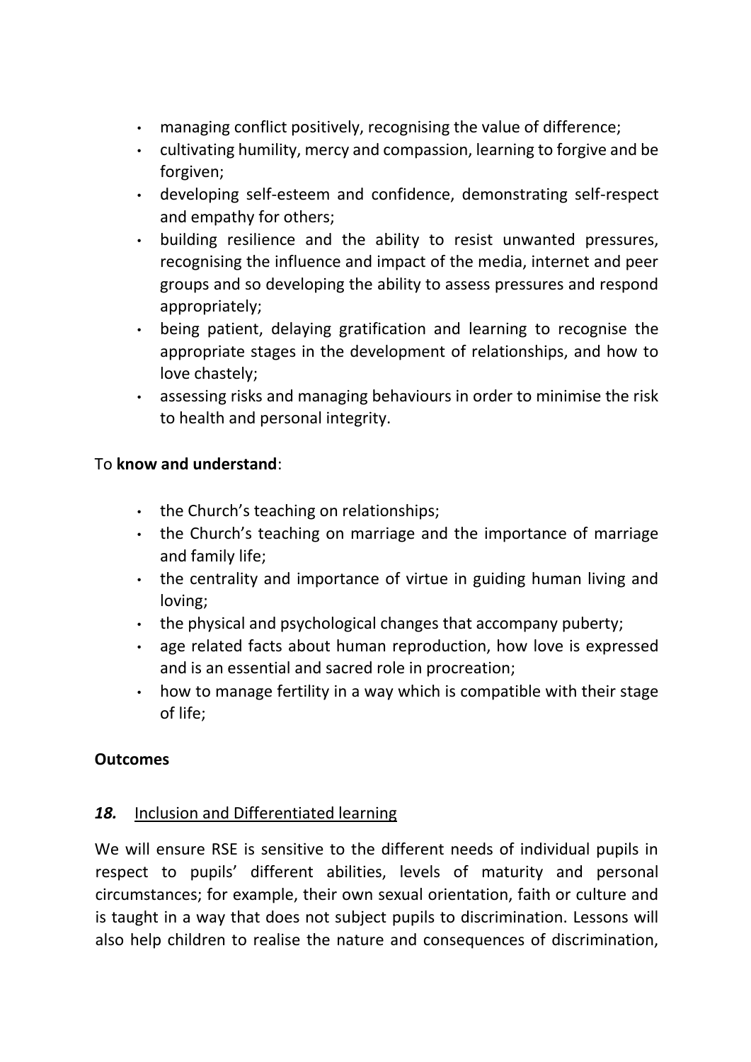- managing conflict positively, recognising the value of difference;
- cultivating humility, mercy and compassion, learning to forgive and be forgiven;
- developing self-esteem and confidence, demonstrating self-respect and empathy for others;
- building resilience and the ability to resist unwanted pressures, recognising the influence and impact of the media, internet and peer groups and so developing the ability to assess pressures and respond appropriately;
- being patient, delaying gratification and learning to recognise the appropriate stages in the development of relationships, and how to love chastely;
- assessing risks and managing behaviours in order to minimise the risk to health and personal integrity.

To **know and understand**:

- the Church's teaching on relationships;
- the Church's teaching on marriage and the importance of marriage and family life;
- the centrality and importance of virtue in guiding human living and loving;
- the physical and psychological changes that accompany puberty;
- age related facts about human reproduction, how love is expressed and is an essential and sacred role in procreation;
- how to manage fertility in a way which is compatible with their stage of life;

**Outcomes**

### ***18.*** Inclusion and Differentiated learning

We will ensure RSE is sensitive to the different needs of individual pupils in respect to pupils' different abilities, levels of maturity and personal circumstances; for example, their own sexual orientation, faith or culture and is taught in a way that does not subject pupils to discrimination. Lessons will also help children to realise the nature and consequences of discrimination,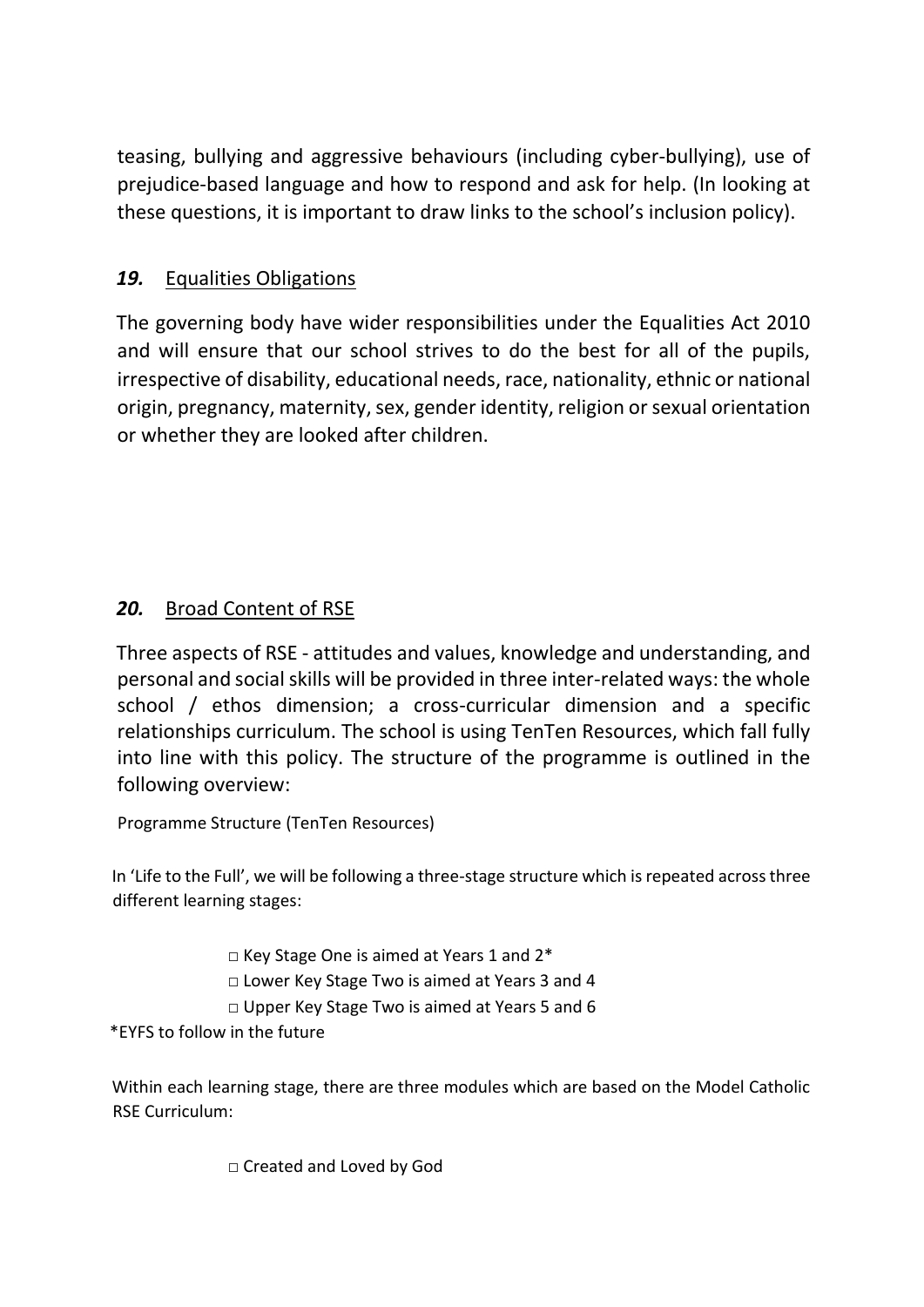teasing, bullying and aggressive behaviours (including cyber-bullying), use of prejudice-based language and how to respond and ask for help. (In looking at these questions, it is important to draw links to the school's inclusion policy).

## *19.* Equalities Obligations

The governing body have wider responsibilities under the Equalities Act 2010 and will ensure that our school strives to do the best for all of the pupils, irrespective of disability, educational needs, race, nationality, ethnic or national origin, pregnancy, maternity, sex, gender identity, religion or sexual orientation or whether they are looked after children.

## *20.* Broad Content of RSE

Three aspects of RSE - attitudes and values, knowledge and understanding, and personal and social skills will be provided in three inter-related ways: the whole school / ethos dimension; a cross-curricular dimension and a specific relationships curriculum. The school is using TenTen Resources, which fall fully into line with this policy. The structure of the programme is outlined in the following overview:

Programme Structure (TenTen Resources)

In 'Life to the Full', we will be following a three-stage structure which is repeated across three different learning stages:

- □ Key Stage One is aimed at Years 1 and 2*
- □ Lower Key Stage Two is aimed at Years 3 and 4
- □ Upper Key Stage Two is aimed at Years 5 and 6

*EYFS to follow in the future

Within each learning stage, there are three modules which are based on the Model Catholic RSE Curriculum:

- □ Created and Loved by God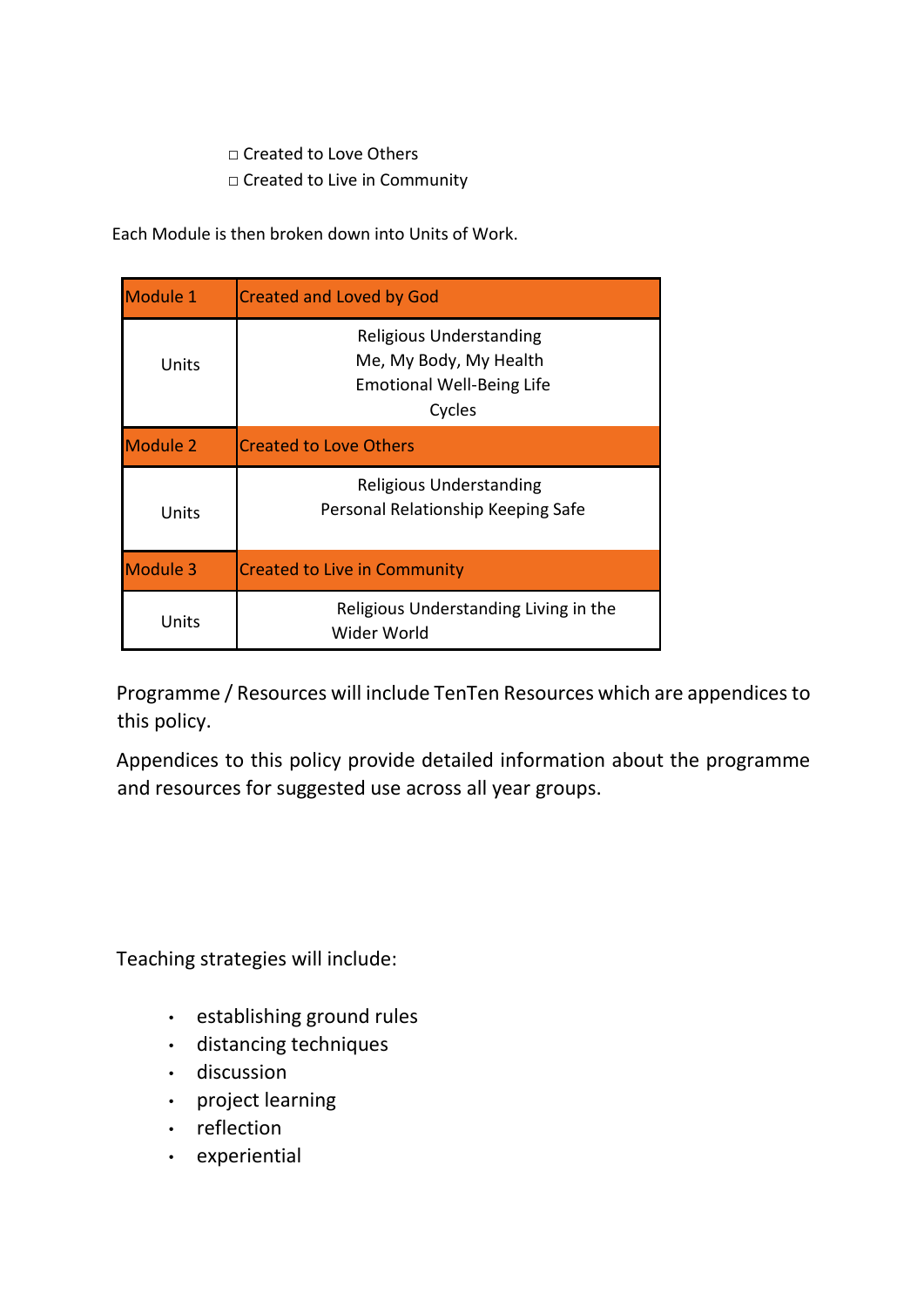- Created to Love Others
- Created to Live in Community

Each Module is then broken down into Units of Work.

| Module 1 | Created and Loved by God |
| --- | --- |
| Units | Religious Understanding<br>Me, My Body, My Health<br>Emotional Well-Being Life<br>Cycles |
| Module 2 | Created to Love Others |
| Units | Religious Understanding<br>Personal Relationship Keeping Safe |
| Module 3 | Created to Live in Community |
| Units | Religious Understanding Living in the<br>Wider World |

Programme / Resources will include TenTen Resources which are appendices to this policy.

Appendices to this policy provide detailed information about the programme and resources for suggested use across all year groups.

Teaching strategies will include:

- establishing ground rules
- distancing techniques
- discussion
- project learning
- reflection
- experiential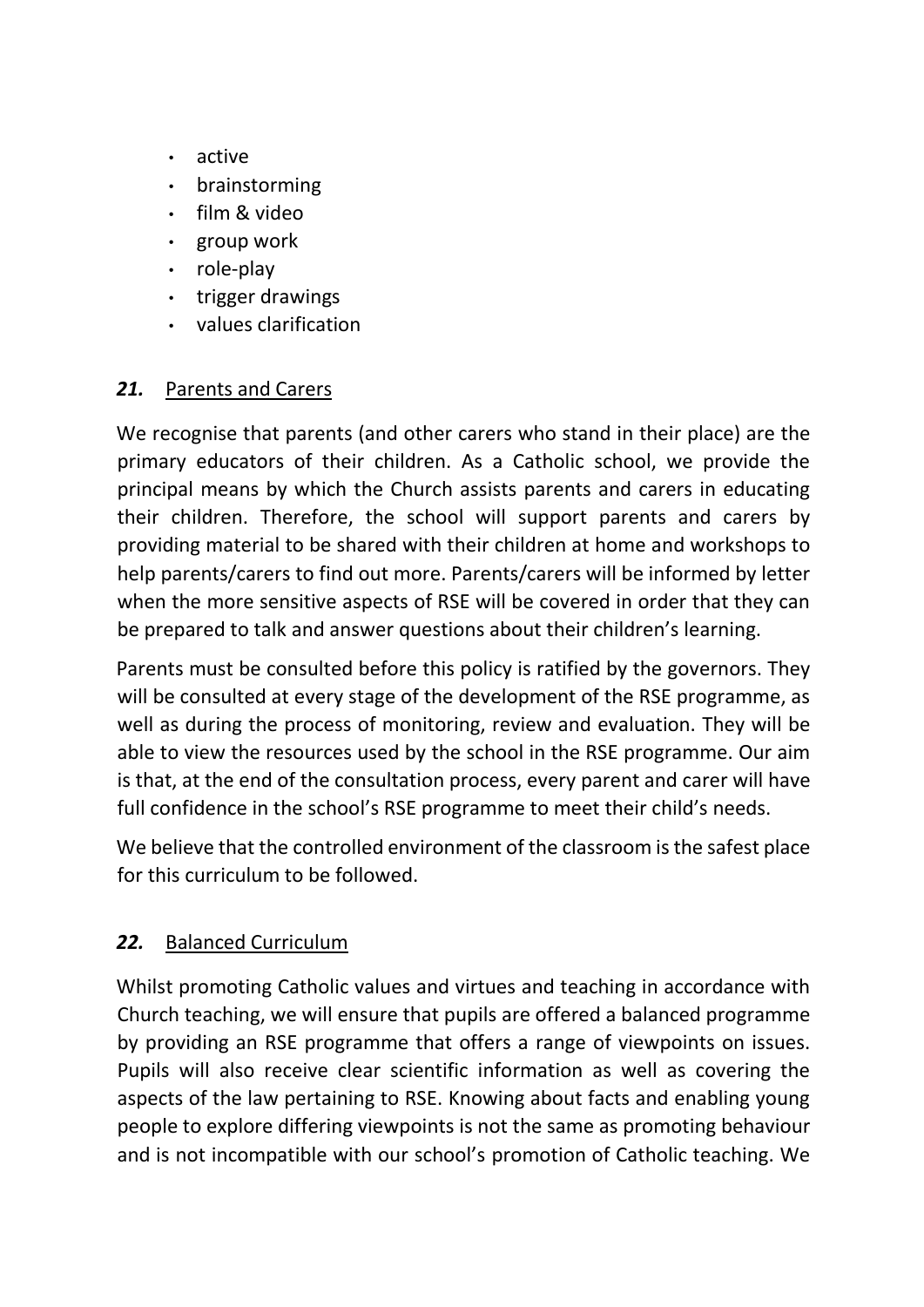- active
- brainstorming
- film & video
- group work
- role-play
- trigger drawings
- values clarification

## *21.* Parents and Carers

We recognise that parents (and other carers who stand in their place) are the primary educators of their children. As a Catholic school, we provide the principal means by which the Church assists parents and carers in educating their children. Therefore, the school will support parents and carers by providing material to be shared with their children at home and workshops to help parents/carers to find out more. Parents/carers will be informed by letter when the more sensitive aspects of RSE will be covered in order that they can be prepared to talk and answer questions about their children's learning.

Parents must be consulted before this policy is ratified by the governors. They will be consulted at every stage of the development of the RSE programme, as well as during the process of monitoring, review and evaluation. They will be able to view the resources used by the school in the RSE programme. Our aim is that, at the end of the consultation process, every parent and carer will have full confidence in the school's RSE programme to meet their child's needs.

We believe that the controlled environment of the classroom is the safest place for this curriculum to be followed.

## *22.* Balanced Curriculum

Whilst promoting Catholic values and virtues and teaching in accordance with Church teaching, we will ensure that pupils are offered a balanced programme by providing an RSE programme that offers a range of viewpoints on issues. Pupils will also receive clear scientific information as well as covering the aspects of the law pertaining to RSE. Knowing about facts and enabling young people to explore differing viewpoints is not the same as promoting behaviour and is not incompatible with our school's promotion of Catholic teaching. We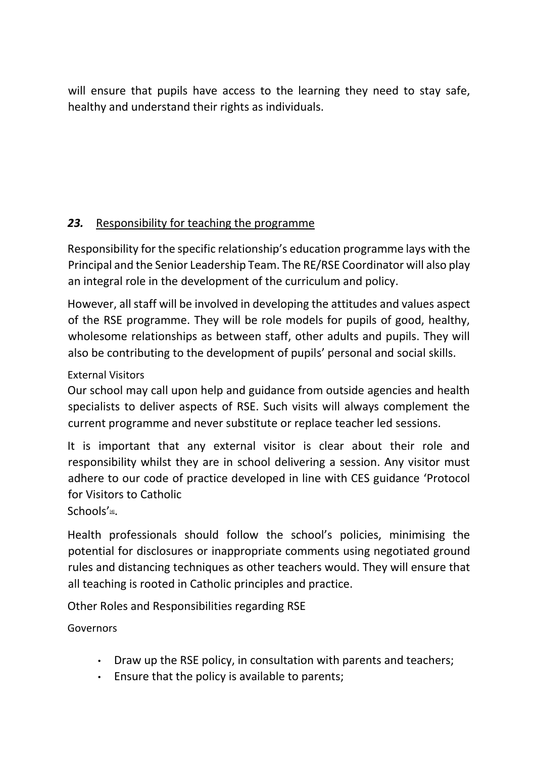will ensure that pupils have access to the learning they need to stay safe, healthy and understand their rights as individuals.

## ***23.*** Responsibility for teaching the programme

Responsibility for the specific relationship's education programme lays with the Principal and the Senior Leadership Team. The RE/RSE Coordinator will also play an integral role in the development of the curriculum and policy.

However, all staff will be involved in developing the attitudes and values aspect of the RSE programme. They will be role models for pupils of good, healthy, wholesome relationships as between staff, other adults and pupils. They will also be contributing to the development of pupils' personal and social skills.

External Visitors

Our school may call upon help and guidance from outside agencies and health specialists to deliver aspects of RSE. Such visits will always complement the current programme and never substitute or replace teacher led sessions.

It is important that any external visitor is clear about their role and responsibility whilst they are in school delivering a session. Any visitor must adhere to our code of practice developed in line with CES guidance 'Protocol for Visitors to Catholic Schools'[4].

Health professionals should follow the school's policies, minimising the potential for disclosures or inappropriate comments using negotiated ground rules and distancing techniques as other teachers would. They will ensure that all teaching is rooted in Catholic principles and practice.

Other Roles and Responsibilities regarding RSE

Governors

- Draw up the RSE policy, in consultation with parents and teachers;
- Ensure that the policy is available to parents;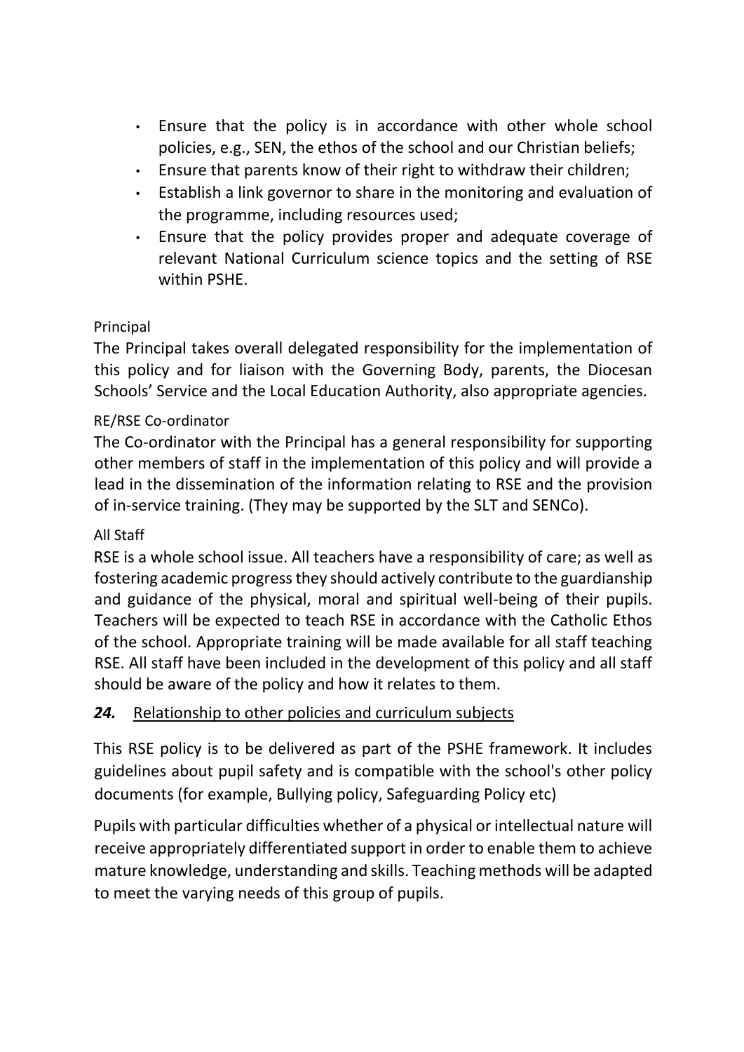- Ensure that the policy is in accordance with other whole school policies, e.g., SEN, the ethos of the school and our Christian beliefs;
- Ensure that parents know of their right to withdraw their children;
- Establish a link governor to share in the monitoring and evaluation of the programme, including resources used;
- Ensure that the policy provides proper and adequate coverage of relevant National Curriculum science topics and the setting of RSE within PSHE.

Principal

The Principal takes overall delegated responsibility for the implementation of this policy and for liaison with the Governing Body, parents, the Diocesan Schools' Service and the Local Education Authority, also appropriate agencies.

RE/RSE Co-ordinator

The Co-ordinator with the Principal has a general responsibility for supporting other members of staff in the implementation of this policy and will provide a lead in the dissemination of the information relating to RSE and the provision of in-service training. (They may be supported by the SLT and SENCo).

All Staff

RSE is a whole school issue. All teachers have a responsibility of care; as well as fostering academic progress they should actively contribute to the guardianship and guidance of the physical, moral and spiritual well-being of their pupils. Teachers will be expected to teach RSE in accordance with the Catholic Ethos of the school. Appropriate training will be made available for all staff teaching RSE. All staff have been included in the development of this policy and all staff should be aware of the policy and how it relates to them.

## ***24.*** <u>Relationship to other policies and curriculum subjects</u>

This RSE policy is to be delivered as part of the PSHE framework. It includes guidelines about pupil safety and is compatible with the school's other policy documents (for example, Bullying policy, Safeguarding Policy etc)

Pupils with particular difficulties whether of a physical or intellectual nature will receive appropriately differentiated support in order to enable them to achieve mature knowledge, understanding and skills. Teaching methods will be adapted to meet the varying needs of this group of pupils.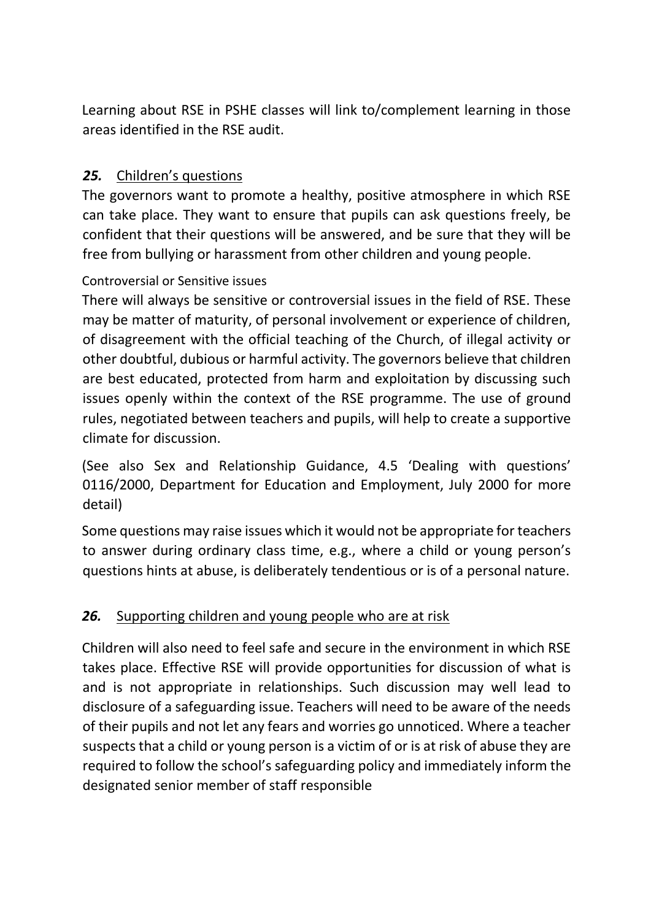Learning about RSE in PSHE classes will link to/complement learning in those areas identified in the RSE audit.

## ***25.*** Children's questions

The governors want to promote a healthy, positive atmosphere in which RSE can take place. They want to ensure that pupils can ask questions freely, be confident that their questions will be answered, and be sure that they will be free from bullying or harassment from other children and young people.

### Controversial or Sensitive issues

There will always be sensitive or controversial issues in the field of RSE. These may be matter of maturity, of personal involvement or experience of children, of disagreement with the official teaching of the Church, of illegal activity or other doubtful, dubious or harmful activity. The governors believe that children are best educated, protected from harm and exploitation by discussing such issues openly within the context of the RSE programme. The use of ground rules, negotiated between teachers and pupils, will help to create a supportive climate for discussion.

(See also Sex and Relationship Guidance, 4.5 'Dealing with questions' 0116/2000, Department for Education and Employment, July 2000 for more detail)

Some questions may raise issues which it would not be appropriate for teachers to answer during ordinary class time, e.g., where a child or young person's questions hints at abuse, is deliberately tendentious or is of a personal nature.

## ***26.*** Supporting children and young people who are at risk

Children will also need to feel safe and secure in the environment in which RSE takes place. Effective RSE will provide opportunities for discussion of what is and is not appropriate in relationships. Such discussion may well lead to disclosure of a safeguarding issue. Teachers will need to be aware of the needs of their pupils and not let any fears and worries go unnoticed. Where a teacher suspects that a child or young person is a victim of or is at risk of abuse they are required to follow the school's safeguarding policy and immediately inform the designated senior member of staff responsible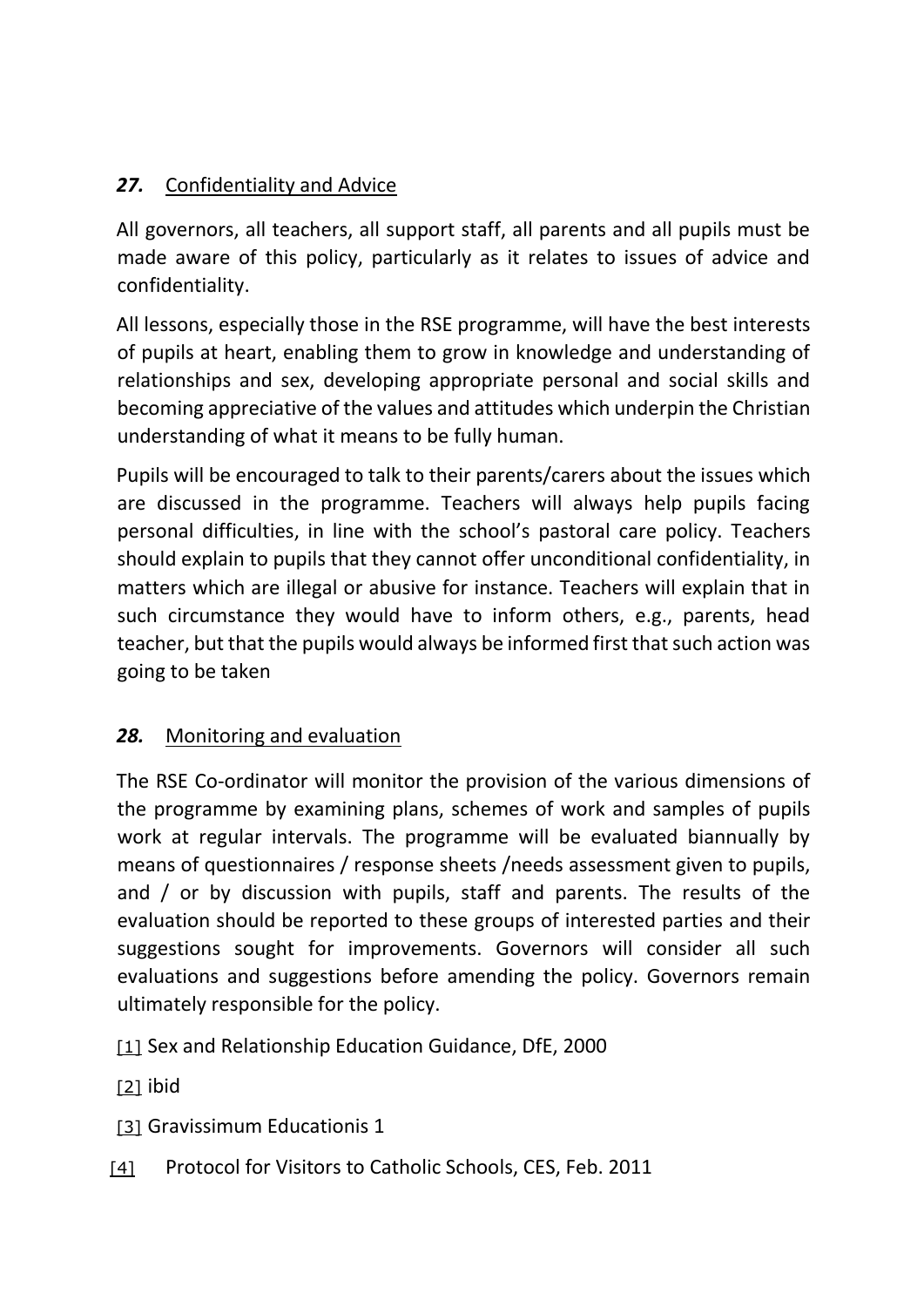## *27.* Confidentiality and Advice

All governors, all teachers, all support staff, all parents and all pupils must be made aware of this policy, particularly as it relates to issues of advice and confidentiality.

All lessons, especially those in the RSE programme, will have the best interests of pupils at heart, enabling them to grow in knowledge and understanding of relationships and sex, developing appropriate personal and social skills and becoming appreciative of the values and attitudes which underpin the Christian understanding of what it means to be fully human.

Pupils will be encouraged to talk to their parents/carers about the issues which are discussed in the programme. Teachers will always help pupils facing personal difficulties, in line with the school's pastoral care policy. Teachers should explain to pupils that they cannot offer unconditional confidentiality, in matters which are illegal or abusive for instance. Teachers will explain that in such circumstance they would have to inform others, e.g., parents, head teacher, but that the pupils would always be informed first that such action was going to be taken

## *28.* Monitoring and evaluation

The RSE Co-ordinator will monitor the provision of the various dimensions of the programme by examining plans, schemes of work and samples of pupils work at regular intervals. The programme will be evaluated biannually by means of questionnaires / response sheets /needs assessment given to pupils, and / or by discussion with pupils, staff and parents. The results of the evaluation should be reported to these groups of interested parties and their suggestions sought for improvements. Governors will consider all such evaluations and suggestions before amending the policy. Governors remain ultimately responsible for the policy.

[1] Sex and Relationship Education Guidance, DfE, 2000

[2] ibid

[3] Gravissimum Educationis 1

[4] Protocol for Visitors to Catholic Schools, CES, Feb. 2011